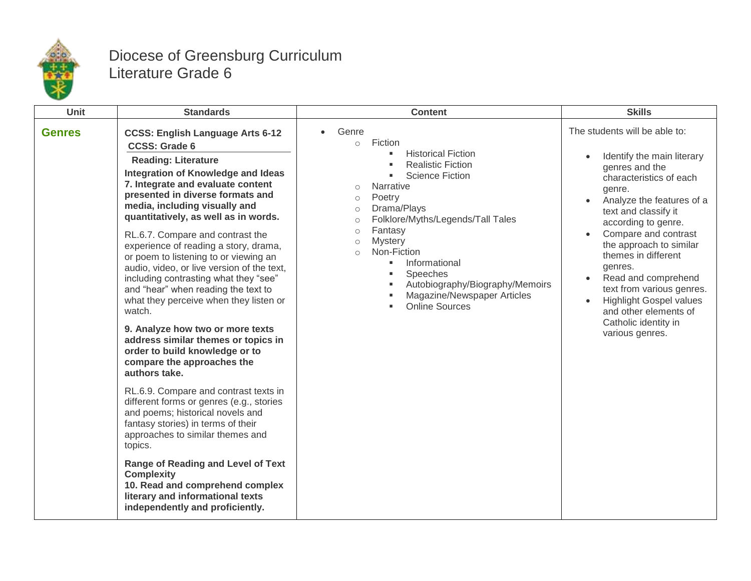# Diocese of Greensburg Curriculum
## Literature Grade 6

| Unit | Standards | Content | Skills |
|---|---|---|---|
| **Genres** | **CCSS: English Language Arts 6-12**<br>**CCSS: Grade 6**<br>**Reading: Literature**<br>**Integration of Knowledge and Ideas**<br>**7. Integrate and evaluate content presented in diverse formats and media, including visually and quantitatively, as well as in words.**<br><br>RL.6.7. Compare and contrast the experience of reading a story, drama, or poem to listening to or viewing an audio, video, or live version of the text, including contrasting what they "see" and "hear" when reading the text to what they perceive when they listen or watch.<br><br>**9. Analyze how two or more texts address similar themes or topics in order to build knowledge or to compare the approaches the authors take.**<br><br>RL.6.9. Compare and contrast texts in different forms or genres (e.g., stories and poems; historical novels and fantasy stories) in terms of their approaches to similar themes and topics.<br><br>**Range of Reading and Level of Text Complexity**<br>**10. Read and comprehend complex literary and informational texts independently and proficiently.** | • Genre<br>&nbsp;&nbsp;○ Fiction<br>&nbsp;&nbsp;&nbsp;&nbsp;▪ Historical Fiction<br>&nbsp;&nbsp;&nbsp;&nbsp;▪ Realistic Fiction<br>&nbsp;&nbsp;&nbsp;&nbsp;▪ Science Fiction<br>&nbsp;&nbsp;○ Narrative<br>&nbsp;&nbsp;○ Poetry<br>&nbsp;&nbsp;○ Drama/Plays<br>&nbsp;&nbsp;○ Folklore/Myths/Legends/Tall Tales<br>&nbsp;&nbsp;○ Fantasy<br>&nbsp;&nbsp;○ Mystery<br>&nbsp;&nbsp;○ Non-Fiction<br>&nbsp;&nbsp;&nbsp;&nbsp;▪ Informational<br>&nbsp;&nbsp;&nbsp;&nbsp;▪ Speeches<br>&nbsp;&nbsp;&nbsp;&nbsp;▪ Autobiography/Biography/Memoirs<br>&nbsp;&nbsp;&nbsp;&nbsp;▪ Magazine/Newspaper Articles<br>&nbsp;&nbsp;&nbsp;&nbsp;▪ Online Sources | The students will be able to:<br><br>• Identify the main literary genres and the characteristics of each genre.<br>• Analyze the features of a text and classify it according to genre.<br>• Compare and contrast the approach to similar themes in different genres.<br>• Read and comprehend text from various genres.<br>• Highlight Gospel values and other elements of Catholic identity in various genres. |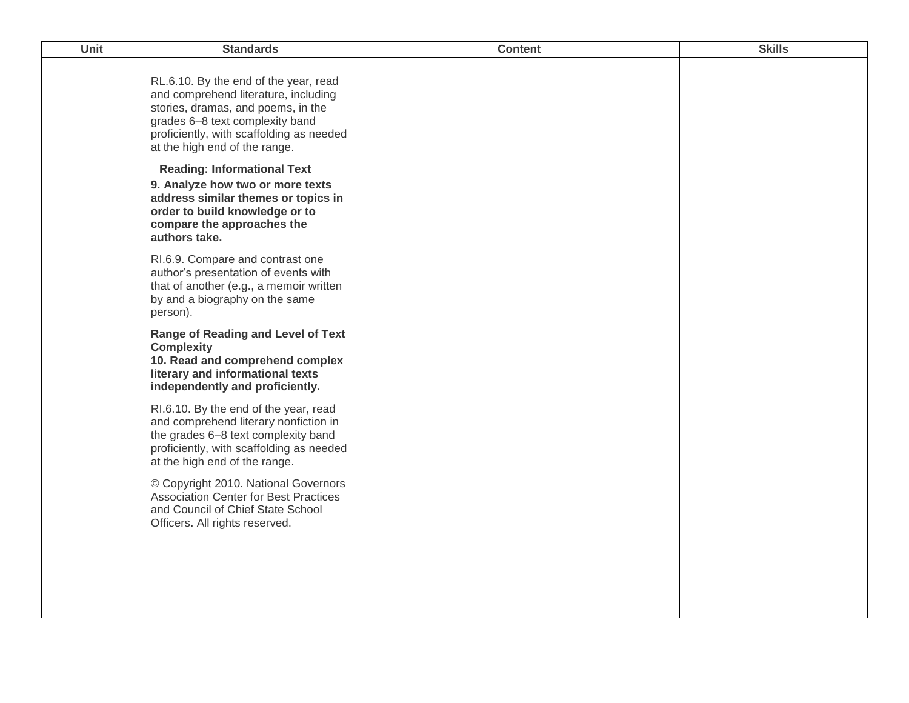| Unit | Standards | Content | Skills |
|---|---|---|---|
| | RL.6.10. By the end of the year, read and comprehend literature, including stories, dramas, and poems, in the grades 6–8 text complexity band proficiently, with scaffolding as needed at the high end of the range.<br><br>**Reading: Informational Text**<br>**9. Analyze how two or more texts address similar themes or topics in order to build knowledge or to compare the approaches the authors take.**<br><br>RI.6.9. Compare and contrast one author's presentation of events with that of another (e.g., a memoir written by and a biography on the same person).<br><br>**Range of Reading and Level of Text Complexity**<br>**10. Read and comprehend complex literary and informational texts independently and proficiently.**<br><br>RI.6.10. By the end of the year, read and comprehend literary nonfiction in the grades 6–8 text complexity band proficiently, with scaffolding as needed at the high end of the range.<br><br>© Copyright 2010. National Governors Association Center for Best Practices and Council of Chief State School Officers. All rights reserved. | | |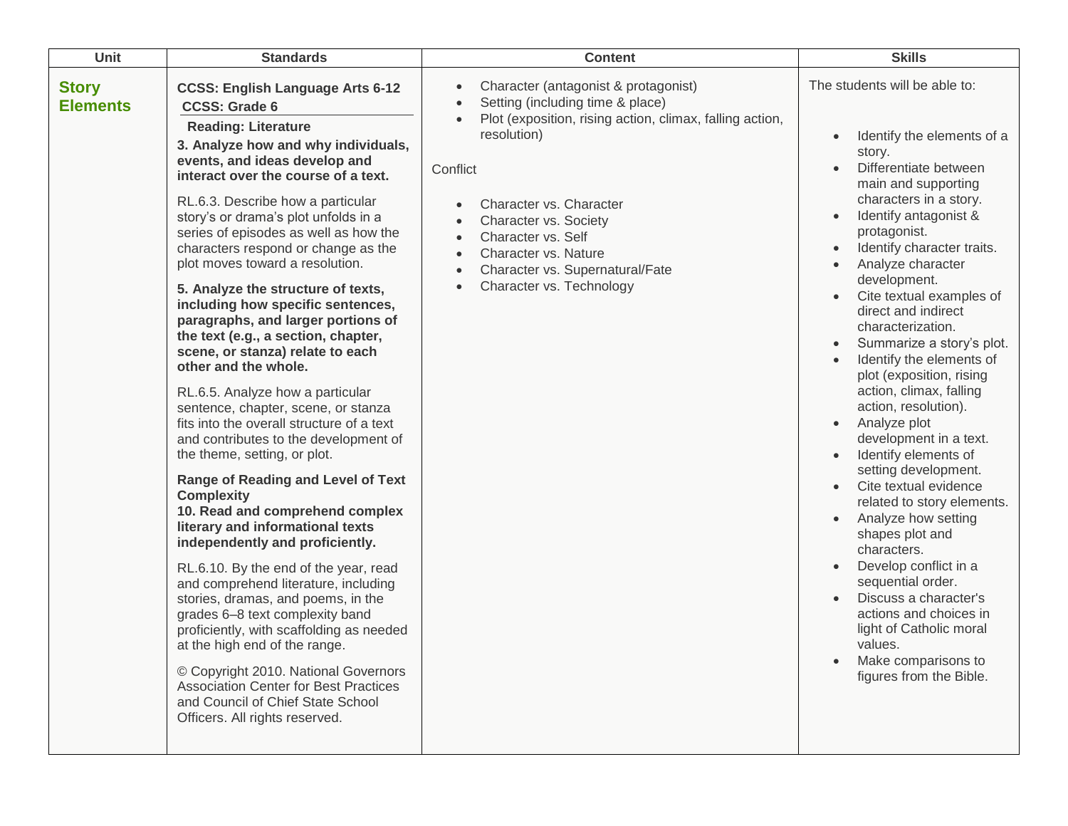| Unit | Standards | Content | Skills |
| --- | --- | --- | --- |
| **Story Elements** | **CCSS: English Language Arts 6-12**<br>**CCSS: Grade 6**<br>**Reading: Literature**<br>**3. Analyze how and why individuals, events, and ideas develop and interact over the course of a text.**<br><br>RL.6.3. Describe how a particular story's or drama's plot unfolds in a series of episodes as well as how the characters respond or change as the plot moves toward a resolution.<br><br>**5. Analyze the structure of texts, including how specific sentences, paragraphs, and larger portions of the text (e.g., a section, chapter, scene, or stanza) relate to each other and the whole.**<br><br>RL.6.5. Analyze how a particular sentence, chapter, scene, or stanza fits into the overall structure of a text and contributes to the development of the theme, setting, or plot.<br><br>**Range of Reading and Level of Text Complexity**<br>**10. Read and comprehend complex literary and informational texts independently and proficiently.**<br><br>RL.6.10. By the end of the year, read and comprehend literature, including stories, dramas, and poems, in the grades 6–8 text complexity band proficiently, with scaffolding as needed at the high end of the range.<br><br>© Copyright 2010. National Governors Association Center for Best Practices and Council of Chief State School Officers. All rights reserved. | • Character (antagonist & protagonist)<br>• Setting (including time & place)<br>• Plot (exposition, rising action, climax, falling action, resolution)<br><br>Conflict<br><br>• Character vs. Character<br>• Character vs. Society<br>• Character vs. Self<br>• Character vs. Nature<br>• Character vs. Supernatural/Fate<br>• Character vs. Technology | The students will be able to:<br><br>• Identify the elements of a story.<br>• Differentiate between main and supporting characters in a story.<br>• Identify antagonist & protagonist.<br>• Identify character traits.<br>• Analyze character development.<br>• Cite textual examples of direct and indirect characterization.<br>• Summarize a story's plot.<br>• Identify the elements of plot (exposition, rising action, climax, falling action, resolution).<br>• Analyze plot development in a text.<br>• Identify elements of setting development.<br>• Cite textual evidence related to story elements.<br>• Analyze how setting shapes plot and characters.<br>• Develop conflict in a sequential order.<br>• Discuss a character's actions and choices in light of Catholic moral values.<br>• Make comparisons to figures from the Bible. |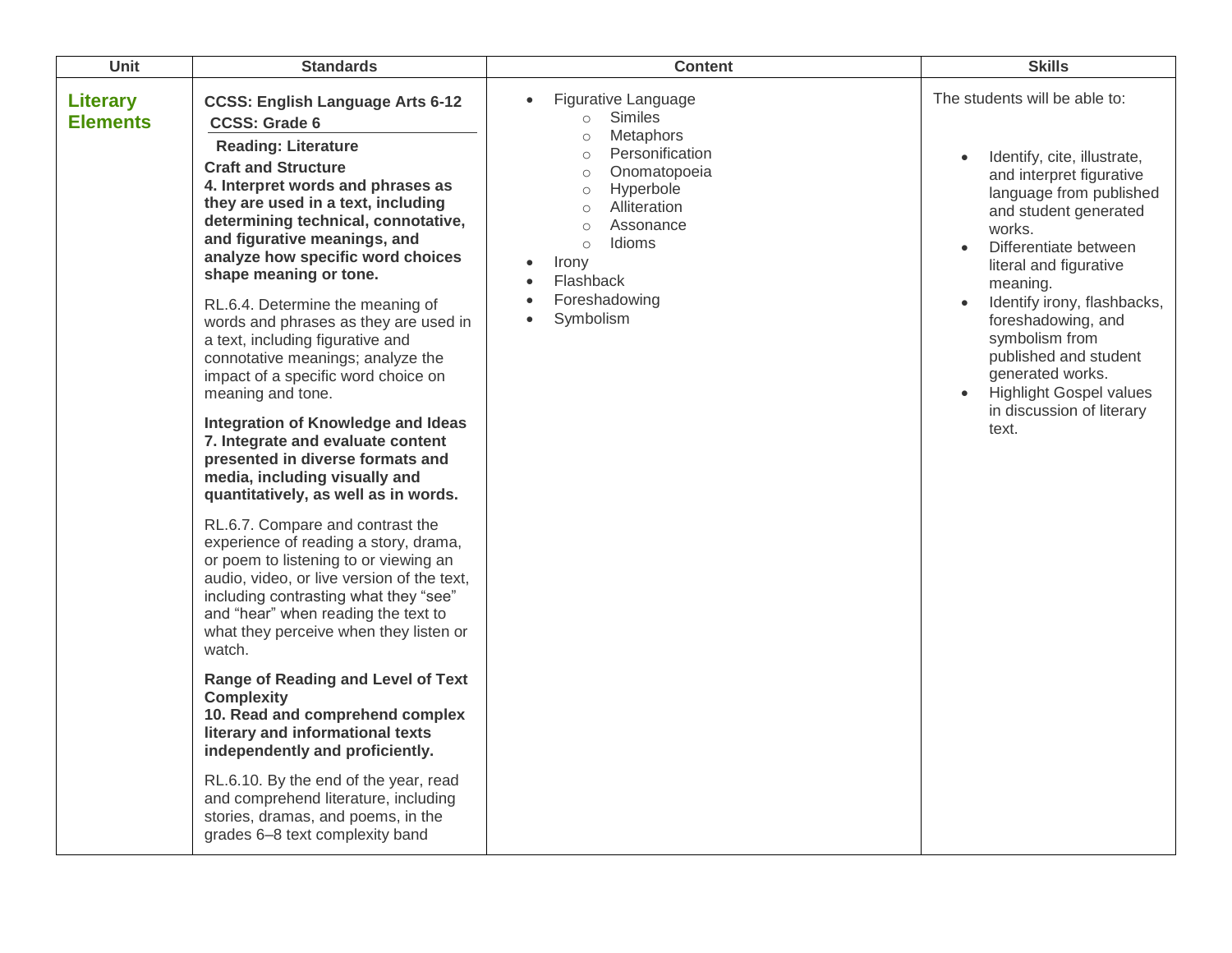| Unit | Standards | Content | Skills |
|---|---|---|---|
| **Literary Elements** | **CCSS: English Language Arts 6-12**<br>**CCSS: Grade 6**<br>**Reading: Literature**<br>**Craft and Structure**<br>**4. Interpret words and phrases as they are used in a text, including determining technical, connotative, and figurative meanings, and analyze how specific word choices shape meaning or tone.**<br><br>RL.6.4. Determine the meaning of words and phrases as they are used in a text, including figurative and connotative meanings; analyze the impact of a specific word choice on meaning and tone.<br><br>**Integration of Knowledge and Ideas**<br>**7. Integrate and evaluate content presented in diverse formats and media, including visually and quantitatively, as well as in words.**<br><br>RL.6.7. Compare and contrast the experience of reading a story, drama, or poem to listening to or viewing an audio, video, or live version of the text, including contrasting what they "see" and "hear" when reading the text to what they perceive when they listen or watch.<br><br>**Range of Reading and Level of Text Complexity**<br>**10. Read and comprehend complex literary and informational texts independently and proficiently.**<br><br>RL.6.10. By the end of the year, read and comprehend literature, including stories, dramas, and poems, in the grades 6–8 text complexity band | • Figurative Language<br>  ○ Similes<br>  ○ Metaphors<br>  ○ Personification<br>  ○ Onomatopoeia<br>  ○ Hyperbole<br>  ○ Alliteration<br>  ○ Assonance<br>  ○ Idioms<br>• Irony<br>• Flashback<br>• Foreshadowing<br>• Symbolism | The students will be able to:<br><br>• Identify, cite, illustrate, and interpret figurative language from published and student generated works.<br>• Differentiate between literal and figurative meaning.<br>• Identify irony, flashbacks, foreshadowing, and symbolism from published and student generated works.<br>• Highlight Gospel values in discussion of literary text. |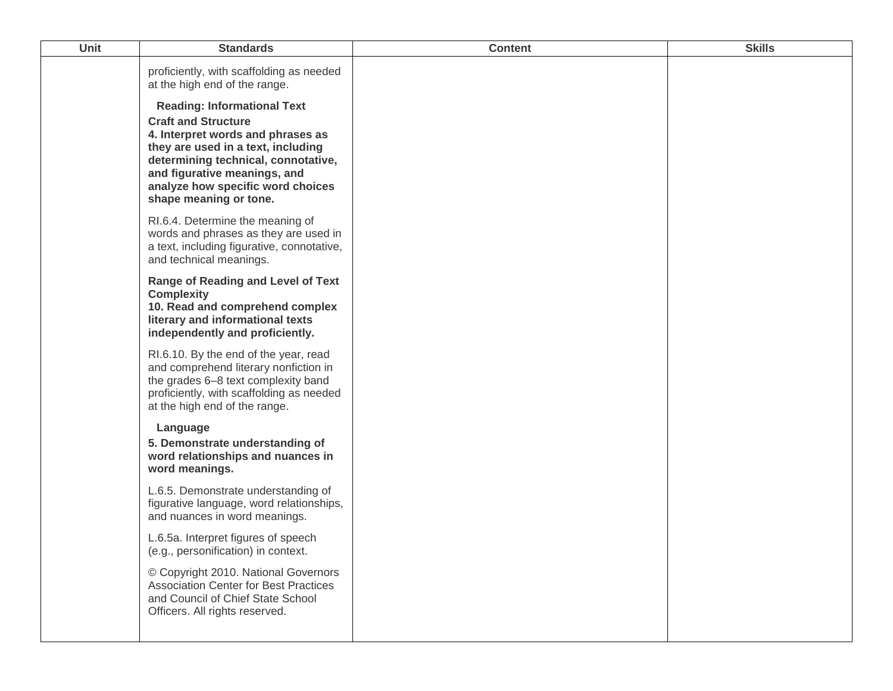| Unit | Standards | Content | Skills |
|---|---|---|---|
| | proficiently, with scaffolding as needed at the high end of the range.<br><br>**Reading: Informational Text**<br>**Craft and Structure**<br>**4. Interpret words and phrases as they are used in a text, including determining technical, connotative, and figurative meanings, and analyze how specific word choices shape meaning or tone.**<br><br>RI.6.4. Determine the meaning of words and phrases as they are used in a text, including figurative, connotative, and technical meanings.<br><br>**Range of Reading and Level of Text Complexity**<br>**10. Read and comprehend complex literary and informational texts independently and proficiently.**<br><br>RI.6.10. By the end of the year, read and comprehend literary nonfiction in the grades 6–8 text complexity band proficiently, with scaffolding as needed at the high end of the range.<br><br>**Language**<br>**5. Demonstrate understanding of word relationships and nuances in word meanings.**<br><br>L.6.5. Demonstrate understanding of figurative language, word relationships, and nuances in word meanings.<br><br>L.6.5a. Interpret figures of speech (e.g., personification) in context.<br><br>© Copyright 2010. National Governors Association Center for Best Practices and Council of Chief State School Officers. All rights reserved. | | |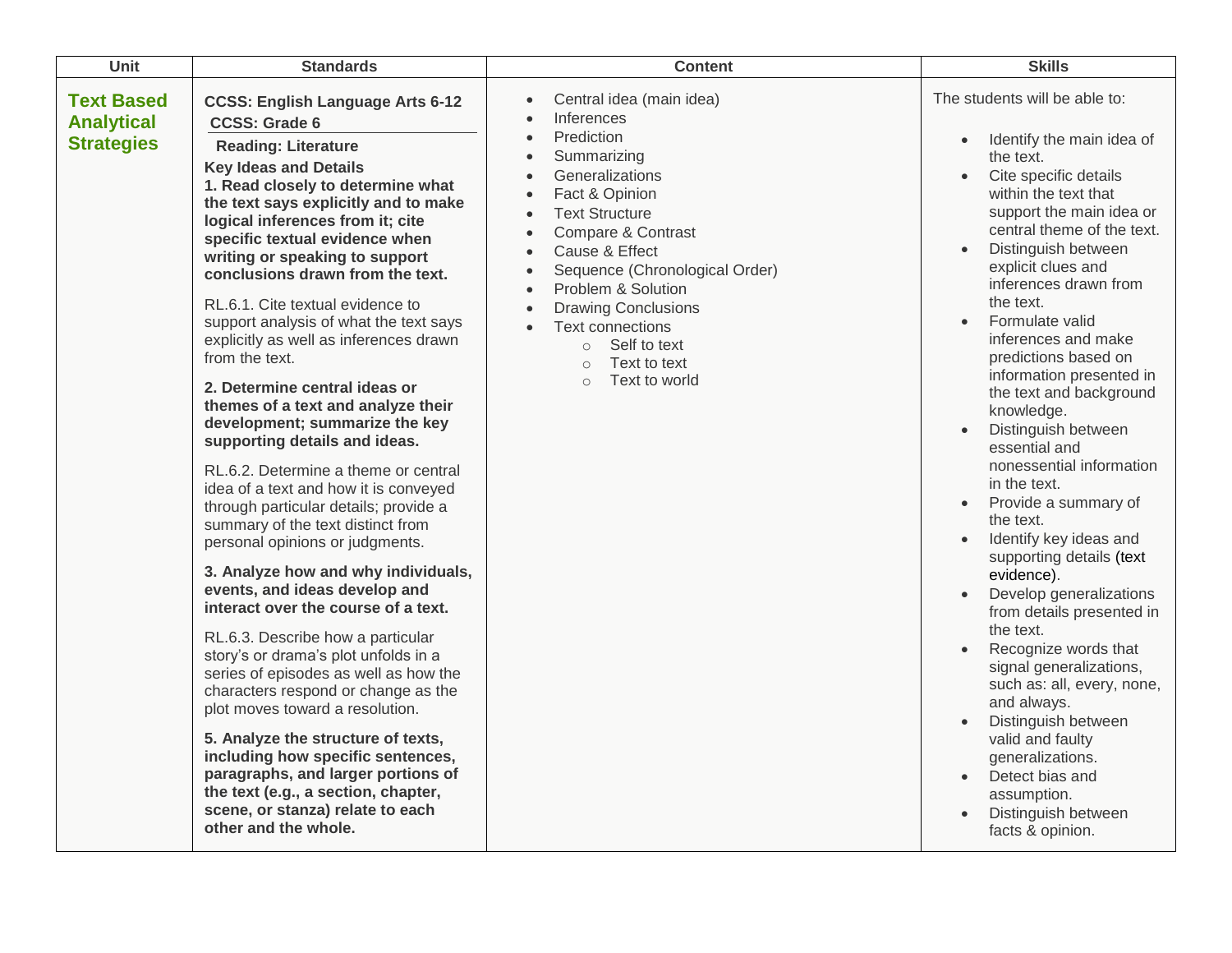| Unit | Standards | Content | Skills |
|---|---|---|---|
| **Text Based Analytical Strategies** | **CCSS: English Language Arts 6-12**<br>**CCSS: Grade 6**<br>**Reading: Literature**<br>**Key Ideas and Details**<br>**1. Read closely to determine what the text says explicitly and to make logical inferences from it; cite specific textual evidence when writing or speaking to support conclusions drawn from the text.**<br><br>RL.6.1. Cite textual evidence to support analysis of what the text says explicitly as well as inferences drawn from the text.<br><br>**2. Determine central ideas or themes of a text and analyze their development; summarize the key supporting details and ideas.**<br><br>RL.6.2. Determine a theme or central idea of a text and how it is conveyed through particular details; provide a summary of the text distinct from personal opinions or judgments.<br><br>**3. Analyze how and why individuals, events, and ideas develop and interact over the course of a text.**<br><br>RL.6.3. Describe how a particular story's or drama's plot unfolds in a series of episodes as well as how the characters respond or change as the plot moves toward a resolution.<br><br>**5. Analyze the structure of texts, including how specific sentences, paragraphs, and larger portions of the text (e.g., a section, chapter, scene, or stanza) relate to each other and the whole.** | • Central idea (main idea)<br>• Inferences<br>• Prediction<br>• Summarizing<br>• Generalizations<br>• Fact & Opinion<br>• Text Structure<br>• Compare & Contrast<br>• Cause & Effect<br>• Sequence (Chronological Order)<br>• Problem & Solution<br>• Drawing Conclusions<br>• Text connections<br>&nbsp;&nbsp;&nbsp;&nbsp;○ Self to text<br>&nbsp;&nbsp;&nbsp;&nbsp;○ Text to text<br>&nbsp;&nbsp;&nbsp;&nbsp;○ Text to world | The students will be able to:<br><br>• Identify the main idea of the text.<br>• Cite specific details within the text that support the main idea or central theme of the text.<br>• Distinguish between explicit clues and inferences drawn from the text.<br>• Formulate valid inferences and make predictions based on information presented in the text and background knowledge.<br>• Distinguish between essential and nonessential information in the text.<br>• Provide a summary of the text.<br>• Identify key ideas and supporting details (text evidence).<br>• Develop generalizations from details presented in the text.<br>• Recognize words that signal generalizations, such as: all, every, none, and always.<br>• Distinguish between valid and faulty generalizations.<br>• Detect bias and assumption.<br>• Distinguish between facts & opinion. |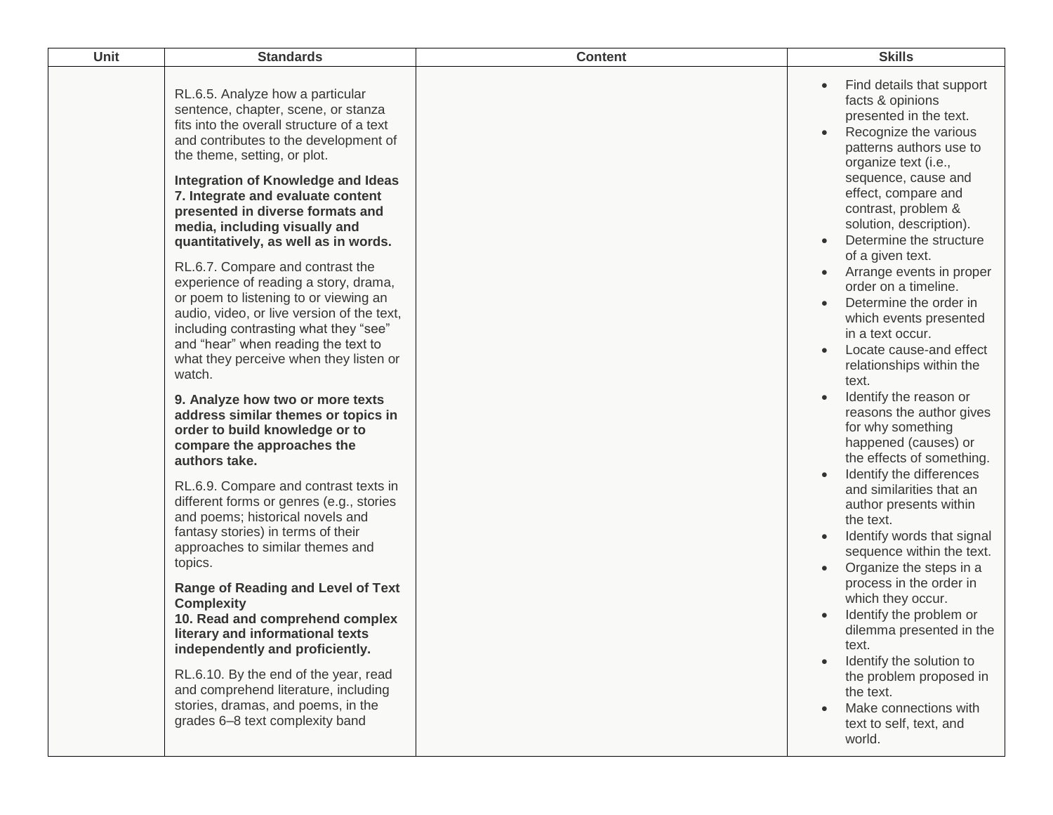| Unit | Standards | Content | Skills |
|---|---|---|---|
| | RL.6.5. Analyze how a particular sentence, chapter, scene, or stanza fits into the overall structure of a text and contributes to the development of the theme, setting, or plot.<br><br>**Integration of Knowledge and Ideas**<br>**7. Integrate and evaluate content presented in diverse formats and media, including visually and quantitatively, as well as in words.**<br><br>RL.6.7. Compare and contrast the experience of reading a story, drama, or poem to listening to or viewing an audio, video, or live version of the text, including contrasting what they "see" and "hear" when reading the text to what they perceive when they listen or watch.<br><br>**9. Analyze how two or more texts address similar themes or topics in order to build knowledge or to compare the approaches the authors take.**<br><br>RL.6.9. Compare and contrast texts in different forms or genres (e.g., stories and poems; historical novels and fantasy stories) in terms of their approaches to similar themes and topics.<br><br>**Range of Reading and Level of Text Complexity**<br>**10. Read and comprehend complex literary and informational texts independently and proficiently.**<br><br>RL.6.10. By the end of the year, read and comprehend literature, including stories, dramas, and poems, in the grades 6–8 text complexity band | | • Find details that support facts & opinions presented in the text.<br>• Recognize the various patterns authors use to organize text (i.e., sequence, cause and effect, compare and contrast, problem & solution, description).<br>• Determine the structure of a given text.<br>• Arrange events in proper order on a timeline.<br>• Determine the order in which events presented in a text occur.<br>• Locate cause-and effect relationships within the text.<br>• Identify the reason or reasons the author gives for why something happened (causes) or the effects of something.<br>• Identify the differences and similarities that an author presents within the text.<br>• Identify words that signal sequence within the text.<br>• Organize the steps in a process in the order in which they occur.<br>• Identify the problem or dilemma presented in the text.<br>• Identify the solution to the problem proposed in the text.<br>• Make connections with text to self, text, and world. |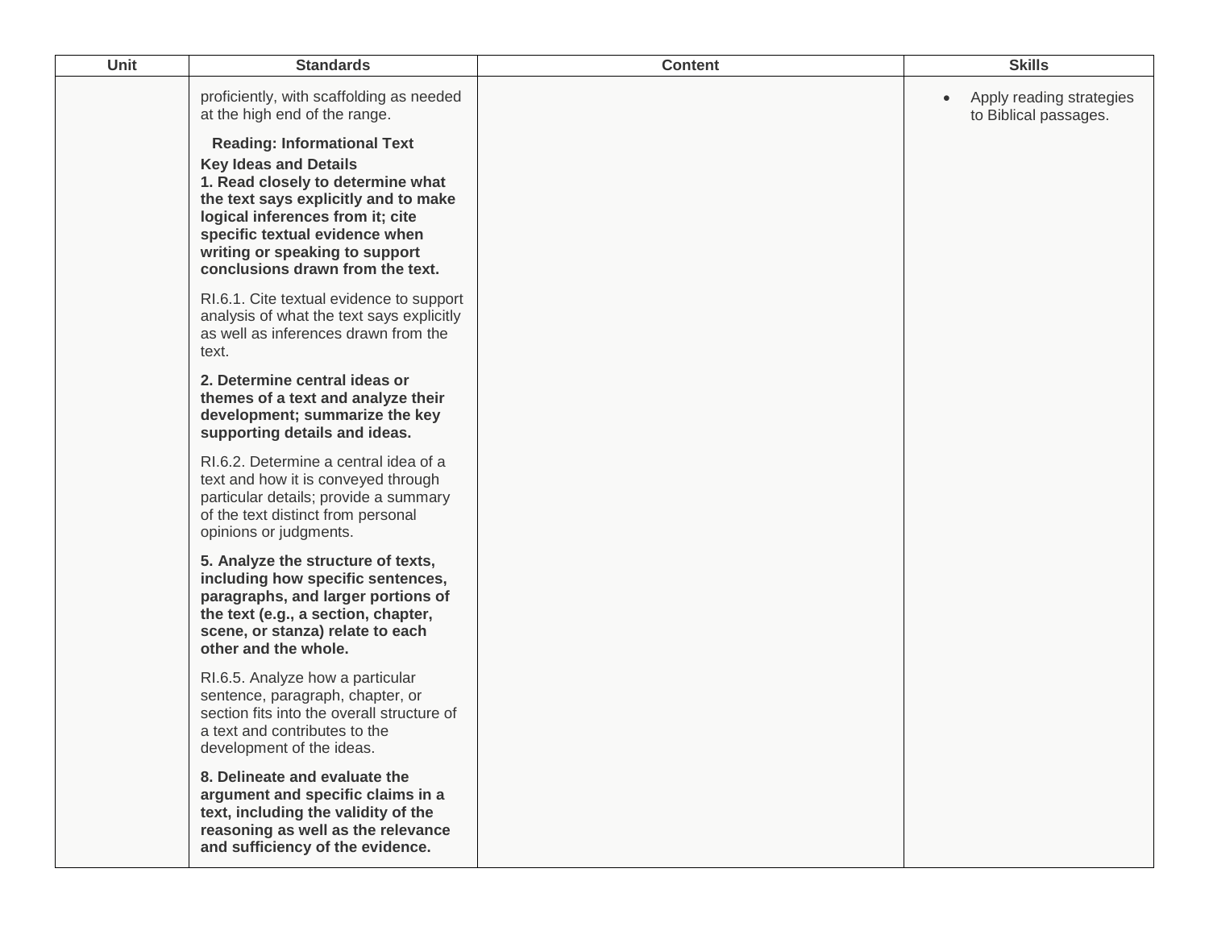| Unit | Standards | Content | Skills |
|---|---|---|---|
| | proficiently, with scaffolding as needed at the high end of the range.<br><br>**Reading: Informational Text**<br>**Key Ideas and Details**<br>**1. Read closely to determine what the text says explicitly and to make logical inferences from it; cite specific textual evidence when writing or speaking to support conclusions drawn from the text.**<br><br>RI.6.1. Cite textual evidence to support analysis of what the text says explicitly as well as inferences drawn from the text.<br><br>**2. Determine central ideas or themes of a text and analyze their development; summarize the key supporting details and ideas.**<br><br>RI.6.2. Determine a central idea of a text and how it is conveyed through particular details; provide a summary of the text distinct from personal opinions or judgments.<br><br>**5. Analyze the structure of texts, including how specific sentences, paragraphs, and larger portions of the text (e.g., a section, chapter, scene, or stanza) relate to each other and the whole.**<br><br>RI.6.5. Analyze how a particular sentence, paragraph, chapter, or section fits into the overall structure of a text and contributes to the development of the ideas.<br><br>**8. Delineate and evaluate the argument and specific claims in a text, including the validity of the reasoning as well as the relevance and sufficiency of the evidence.** | | • Apply reading strategies to Biblical passages. |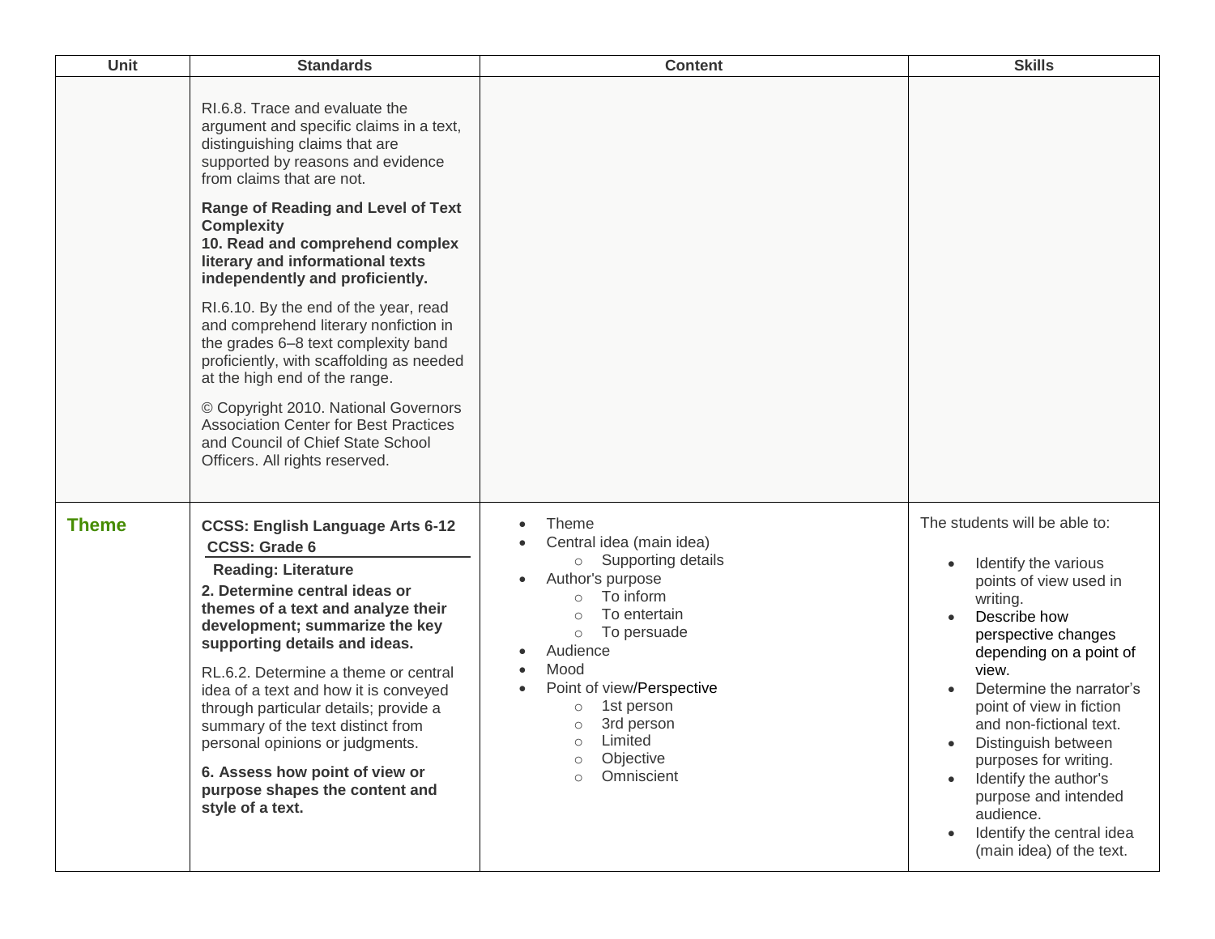| Unit | Standards | Content | Skills |
|---|---|---|---|
| | RI.6.8. Trace and evaluate the argument and specific claims in a text, distinguishing claims that are supported by reasons and evidence from claims that are not.<br><br>**Range of Reading and Level of Text Complexity**<br>**10. Read and comprehend complex literary and informational texts independently and proficiently.**<br><br>RI.6.10. By the end of the year, read and comprehend literary nonfiction in the grades 6–8 text complexity band proficiently, with scaffolding as needed at the high end of the range.<br><br>© Copyright 2010. National Governors Association Center for Best Practices and Council of Chief State School Officers. All rights reserved. | | |
| **Theme** | **CCSS: English Language Arts 6-12**<br>**CCSS: Grade 6**<br>**Reading: Literature**<br>**2. Determine central ideas or themes of a text and analyze their development; summarize the key supporting details and ideas.**<br><br>RL.6.2. Determine a theme or central idea of a text and how it is conveyed through particular details; provide a summary of the text distinct from personal opinions or judgments.<br><br>**6. Assess how point of view or purpose shapes the content and style of a text.** | • Theme<br>• Central idea (main idea)<br>&nbsp;&nbsp;&nbsp;&nbsp;○ Supporting details<br>• Author's purpose<br>&nbsp;&nbsp;&nbsp;&nbsp;○ To inform<br>&nbsp;&nbsp;&nbsp;&nbsp;○ To entertain<br>&nbsp;&nbsp;&nbsp;&nbsp;○ To persuade<br>• Audience<br>• Mood<br>• Point of view/Perspective<br>&nbsp;&nbsp;&nbsp;&nbsp;○ 1st person<br>&nbsp;&nbsp;&nbsp;&nbsp;○ 3rd person<br>&nbsp;&nbsp;&nbsp;&nbsp;○ Limited<br>&nbsp;&nbsp;&nbsp;&nbsp;○ Objective<br>&nbsp;&nbsp;&nbsp;&nbsp;○ Omniscient | The students will be able to:<br><br>• Identify the various points of view used in writing.<br>• Describe how perspective changes depending on a point of view.<br>• Determine the narrator's point of view in fiction and non-fictional text.<br>• Distinguish between purposes for writing.<br>• Identify the author's purpose and intended audience.<br>• Identify the central idea (main idea) of the text. |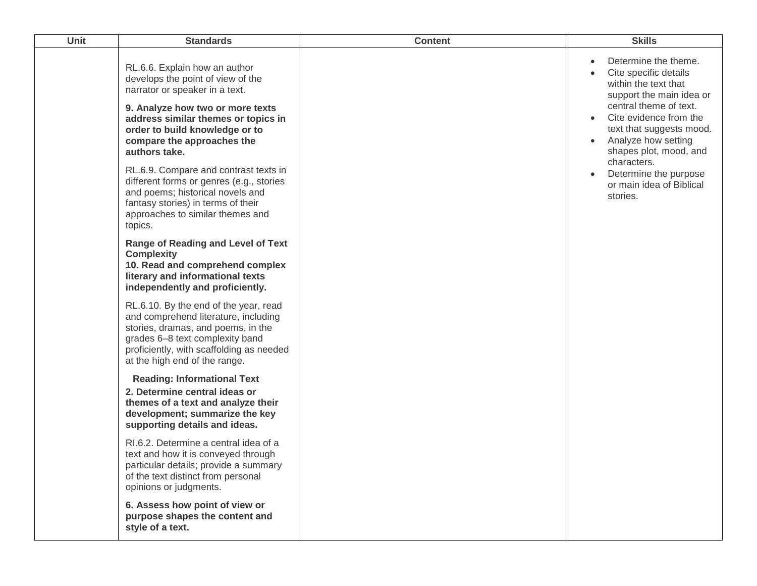| Unit | Standards | Content | Skills |
|---|---|---|---|
| | RL.6.6. Explain how an author develops the point of view of the narrator or speaker in a text.<br><br>**9. Analyze how two or more texts address similar themes or topics in order to build knowledge or to compare the approaches the authors take.**<br><br>RL.6.9. Compare and contrast texts in different forms or genres (e.g., stories and poems; historical novels and fantasy stories) in terms of their approaches to similar themes and topics.<br><br>**Range of Reading and Level of Text Complexity**<br>**10. Read and comprehend complex literary and informational texts independently and proficiently.**<br><br>RL.6.10. By the end of the year, read and comprehend literature, including stories, dramas, and poems, in the grades 6–8 text complexity band proficiently, with scaffolding as needed at the high end of the range.<br><br>**Reading: Informational Text**<br>**2. Determine central ideas or themes of a text and analyze their development; summarize the key supporting details and ideas.**<br><br>RI.6.2. Determine a central idea of a text and how it is conveyed through particular details; provide a summary of the text distinct from personal opinions or judgments.<br><br>**6. Assess how point of view or purpose shapes the content and style of a text.** | | • Determine the theme.<br>• Cite specific details within the text that support the main idea or central theme of text.<br>• Cite evidence from the text that suggests mood.<br>• Analyze how setting shapes plot, mood, and characters.<br>• Determine the purpose or main idea of Biblical stories. |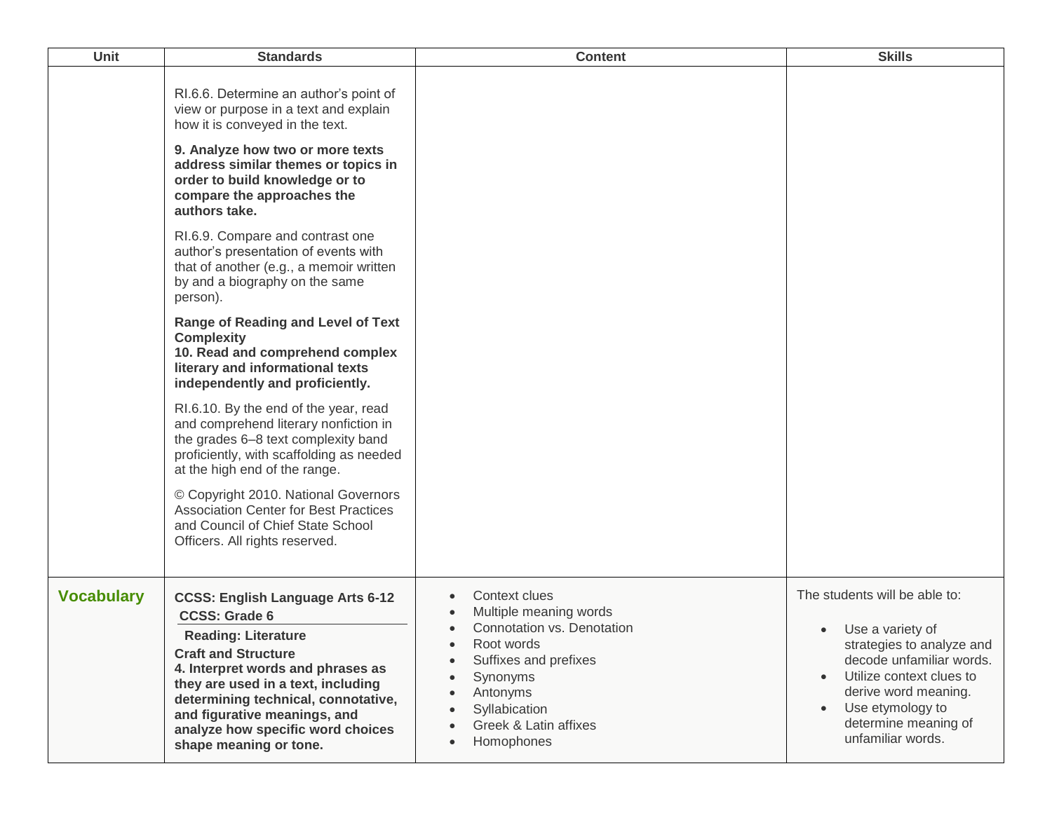| Unit | Standards | Content | Skills |
|---|---|---|---|
| | RI.6.6. Determine an author's point of view or purpose in a text and explain how it is conveyed in the text.<br><br>**9. Analyze how two or more texts address similar themes or topics in order to build knowledge or to compare the approaches the authors take.**<br><br>RI.6.9. Compare and contrast one author's presentation of events with that of another (e.g., a memoir written by and a biography on the same person).<br><br>**Range of Reading and Level of Text Complexity**<br>**10. Read and comprehend complex literary and informational texts independently and proficiently.**<br><br>RI.6.10. By the end of the year, read and comprehend literary nonfiction in the grades 6–8 text complexity band proficiently, with scaffolding as needed at the high end of the range.<br><br>© Copyright 2010. National Governors Association Center for Best Practices and Council of Chief State School Officers. All rights reserved. | | |
| **Vocabulary** | **CCSS: English Language Arts 6-12**<br>**CCSS: Grade 6**<br>**Reading: Literature**<br>**Craft and Structure**<br>**4. Interpret words and phrases as they are used in a text, including determining technical, connotative, and figurative meanings, and analyze how specific word choices shape meaning or tone.** | • Context clues<br>• Multiple meaning words<br>• Connotation vs. Denotation<br>• Root words<br>• Suffixes and prefixes<br>• Synonyms<br>• Antonyms<br>• Syllabication<br>• Greek & Latin affixes<br>• Homophones | The students will be able to:<br><br>• Use a variety of strategies to analyze and decode unfamiliar words.<br>• Utilize context clues to derive word meaning.<br>• Use etymology to determine meaning of unfamiliar words. |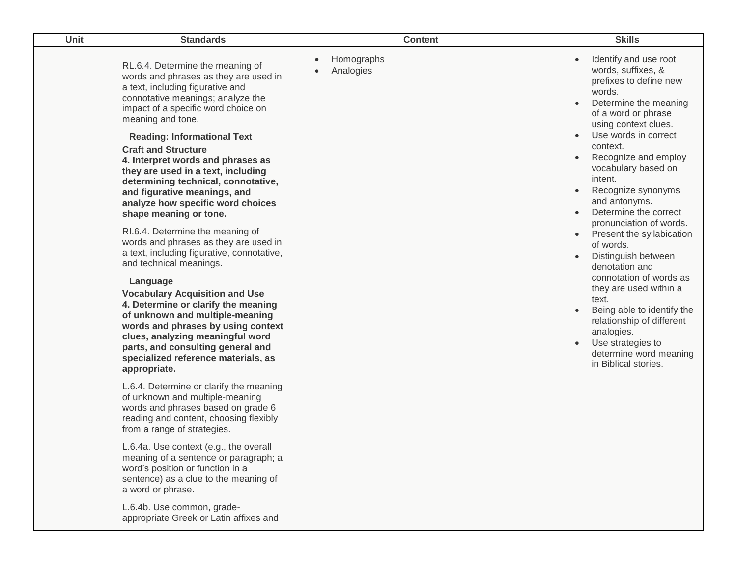| Unit | Standards | Content | Skills |
|---|---|---|---|
| | RL.6.4. Determine the meaning of words and phrases as they are used in a text, including figurative and connotative meanings; analyze the impact of a specific word choice on meaning and tone.<br><br>**Reading: Informational Text**<br>**Craft and Structure**<br>**4. Interpret words and phrases as they are used in a text, including determining technical, connotative, and figurative meanings, and analyze how specific word choices shape meaning or tone.**<br><br>RI.6.4. Determine the meaning of words and phrases as they are used in a text, including figurative, connotative, and technical meanings.<br><br>**Language**<br>**Vocabulary Acquisition and Use**<br>**4. Determine or clarify the meaning of unknown and multiple-meaning words and phrases by using context clues, analyzing meaningful word parts, and consulting general and specialized reference materials, as appropriate.**<br><br>L.6.4. Determine or clarify the meaning of unknown and multiple-meaning words and phrases based on grade 6 reading and content, choosing flexibly from a range of strategies.<br><br>L.6.4a. Use context (e.g., the overall meaning of a sentence or paragraph; a word's position or function in a sentence) as a clue to the meaning of a word or phrase.<br><br>L.6.4b. Use common, grade-appropriate Greek or Latin affixes and | • Homographs<br>• Analogies | • Identify and use root words, suffixes, & prefixes to define new words.<br>• Determine the meaning of a word or phrase using context clues.<br>• Use words in correct context.<br>• Recognize and employ vocabulary based on intent.<br>• Recognize synonyms and antonyms.<br>• Determine the correct pronunciation of words.<br>• Present the syllabication of words.<br>• Distinguish between denotation and connotation of words as they are used within a text.<br>• Being able to identify the relationship of different analogies.<br>• Use strategies to determine word meaning in Biblical stories. |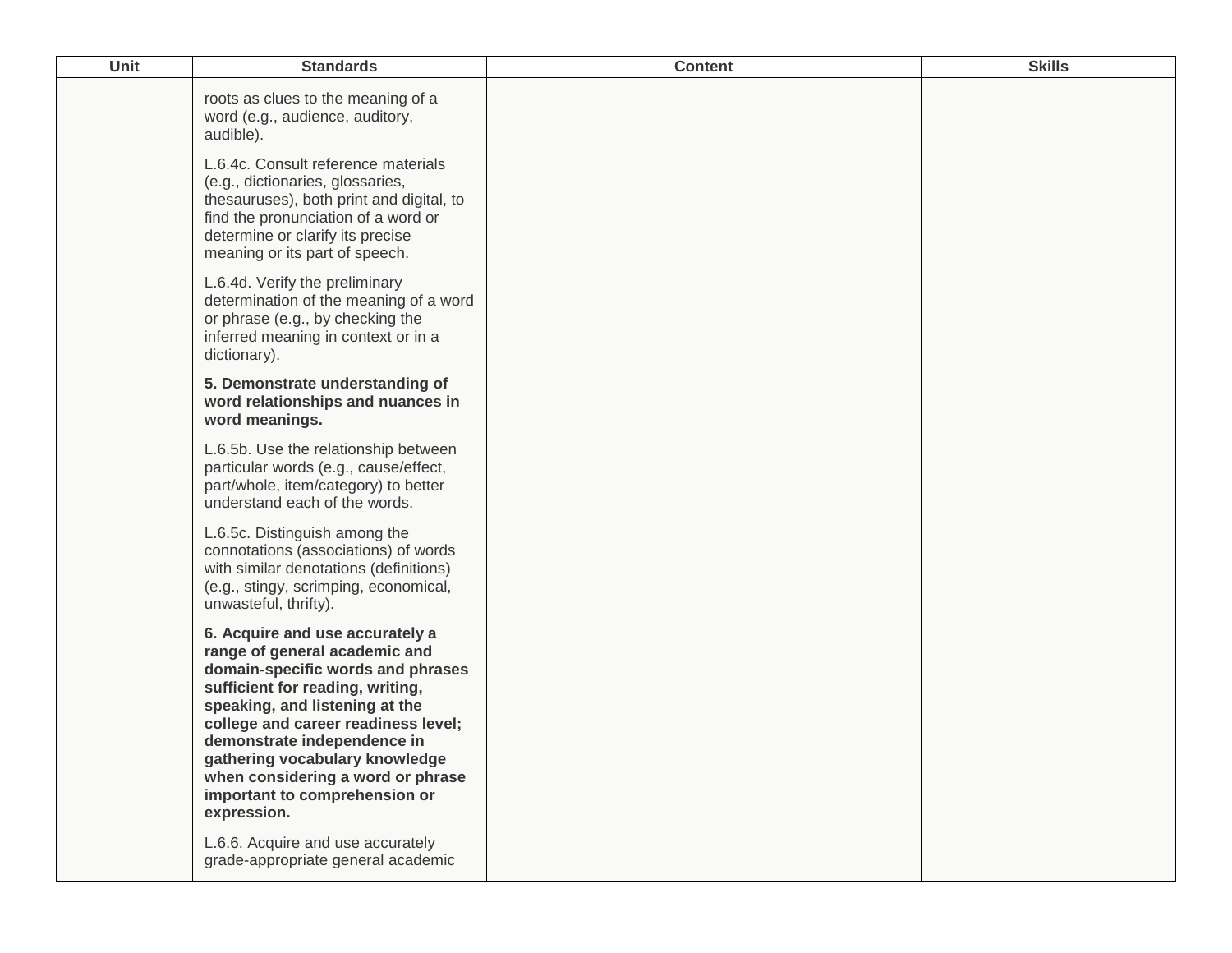| Unit | Standards | Content | Skills |
|---|---|---|---|
| | roots as clues to the meaning of a word (e.g., audience, auditory, audible).<br><br>L.6.4c. Consult reference materials (e.g., dictionaries, glossaries, thesauruses), both print and digital, to find the pronunciation of a word or determine or clarify its precise meaning or its part of speech.<br><br>L.6.4d. Verify the preliminary determination of the meaning of a word or phrase (e.g., by checking the inferred meaning in context or in a dictionary).<br><br>**5. Demonstrate understanding of word relationships and nuances in word meanings.**<br><br>L.6.5b. Use the relationship between particular words (e.g., cause/effect, part/whole, item/category) to better understand each of the words.<br><br>L.6.5c. Distinguish among the connotations (associations) of words with similar denotations (definitions) (e.g., stingy, scrimping, economical, unwasteful, thrifty).<br><br>**6. Acquire and use accurately a range of general academic and domain-specific words and phrases sufficient for reading, writing, speaking, and listening at the college and career readiness level; demonstrate independence in gathering vocabulary knowledge when considering a word or phrase important to comprehension or expression.**<br><br>L.6.6. Acquire and use accurately grade-appropriate general academic | | |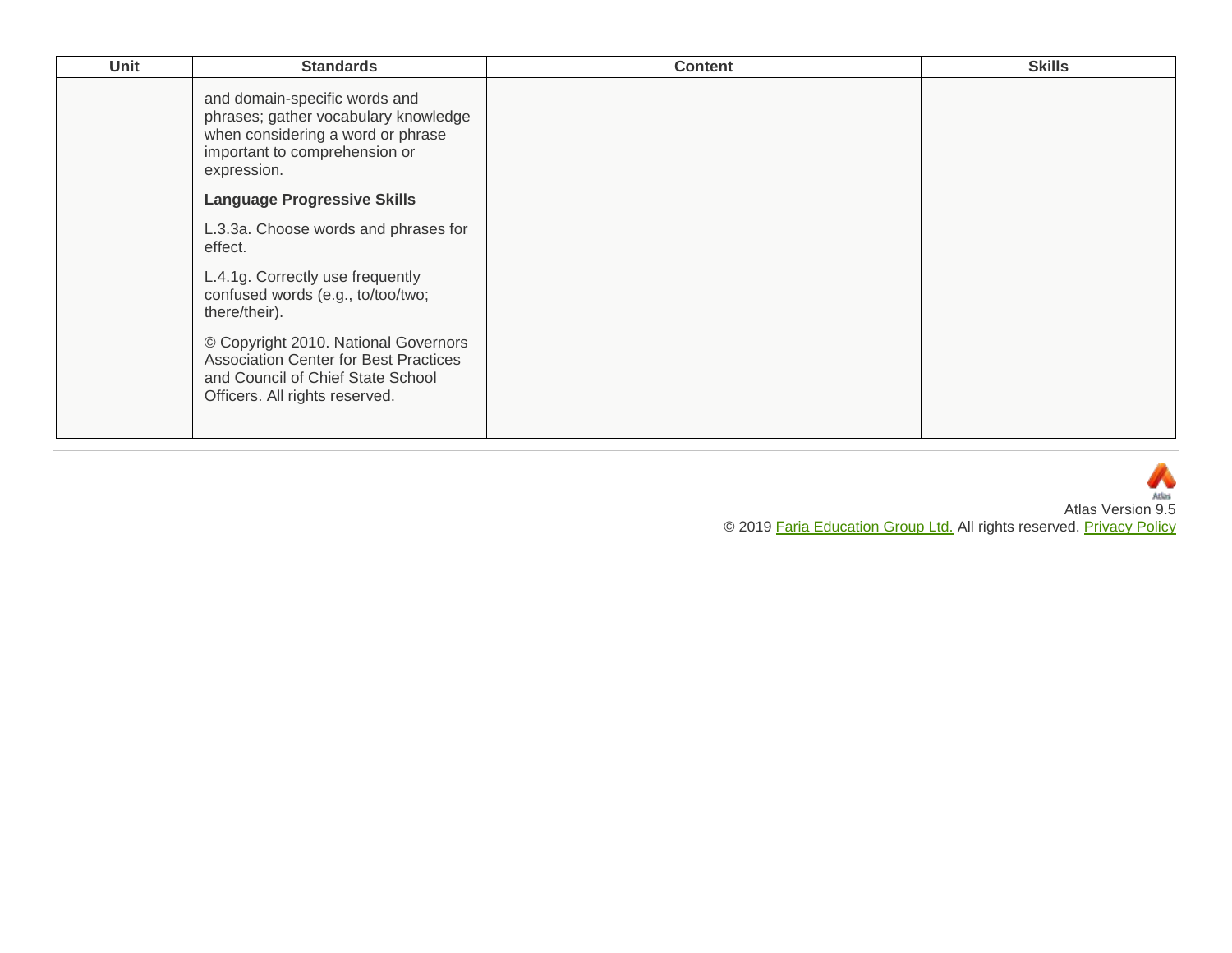| Unit | Standards | Content | Skills |
| --- | --- | --- | --- |
| | and domain-specific words and phrases; gather vocabulary knowledge when considering a word or phrase important to comprehension or expression.<br><br>**Language Progressive Skills**<br><br>L.3.3a. Choose words and phrases for effect.<br><br>L.4.1g. Correctly use frequently confused words (e.g., to/too/two; there/their).<br><br>© Copyright 2010. National Governors Association Center for Best Practices and Council of Chief State School Officers. All rights reserved. | | |

Atlas Version 9.5
© 2019 Faria Education Group Ltd. All rights reserved. Privacy Policy